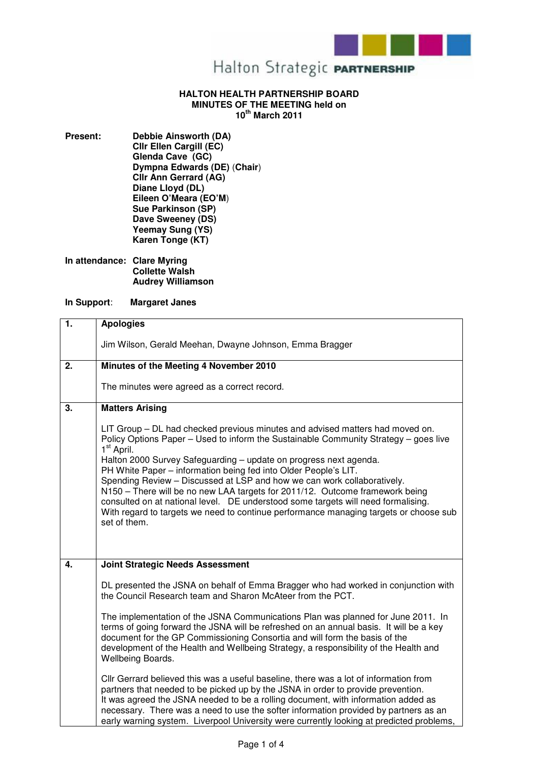Halton Strategic **PARTNERSHIP**

# HALTON HEALTH PARTNERSHIP BOARD
## MINUTES OF THE MEETING held on 10th March 2011

**Present:**
- **Debbie Ainsworth (DA)**
- **Cllr Ellen Cargill (EC)**
- **Glenda Cave (GC)**
- **Dympna Edwards (DE)** (**Chair**)
- **Cllr Ann Gerrard (AG)**
- **Diane Lloyd (DL)**
- **Eileen O'Meara (EO'M)**
- **Sue Parkinson (SP)**
- **Dave Sweeney (DS)**
- **Yeemay Sung (YS)**
- **Karen Tonge (KT)**

**In attendance:**
- **Clare Myring**
- **Collette Walsh**
- **Audrey Williamson**

**In Support**: **Margaret Janes**

| | |
|---|---|
| **1.** | **Apologies**<br><br>Jim Wilson, Gerald Meehan, Dwayne Johnson, Emma Bragger |
| **2.** | **Minutes of the Meeting 4 November 2010**<br><br>The minutes were agreed as a correct record. |
| **3.** | **Matters Arising**<br><br>LIT Group – DL had checked previous minutes and advised matters had moved on.<br>Policy Options Paper – Used to inform the Sustainable Community Strategy – goes live 1st April.<br>Halton 2000 Survey Safeguarding – update on progress next agenda.<br>PH White Paper – information being fed into Older People's LIT.<br>Spending Review – Discussed at LSP and how we can work collaboratively.<br>N150 – There will be no new LAA targets for 2011/12. Outcome framework being consulted on at national level. DE understood some targets will need formalising.<br>With regard to targets we need to continue performance managing targets or choose sub set of them. |
| **4.** | **Joint Strategic Needs Assessment**<br><br>DL presented the JSNA on behalf of Emma Bragger who had worked in conjunction with the Council Research team and Sharon McAteer from the PCT.<br><br>The implementation of the JSNA Communications Plan was planned for June 2011. In terms of going forward the JSNA will be refreshed on an annual basis. It will be a key document for the GP Commissioning Consortia and will form the basis of the development of the Health and Wellbeing Strategy, a responsibility of the Health and Wellbeing Boards.<br><br>Cllr Gerrard believed this was a useful baseline, there was a lot of information from partners that needed to be picked up by the JSNA in order to provide prevention.<br>It was agreed the JSNA needed to be a rolling document, with information added as necessary. There was a need to use the softer information provided by partners as an early warning system. Liverpool University were currently looking at predicted problems, |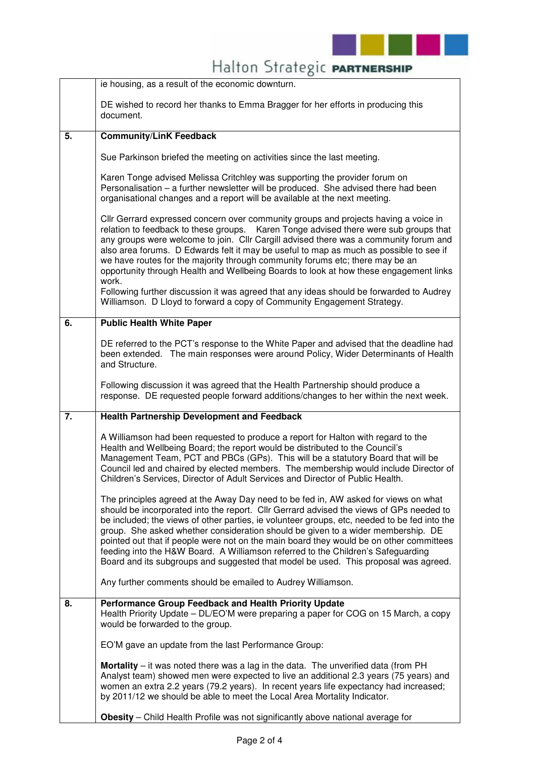| | |
|---|---|
| | ie housing, as a result of the economic downturn.<br><br>DE wished to record her thanks to Emma Bragger for her efforts in producing this document. |
| **5.** | **Community/LinK Feedback**<br><br>Sue Parkinson briefed the meeting on activities since the last meeting.<br><br>Karen Tonge advised Melissa Critchley was supporting the provider forum on Personalisation – a further newsletter will be produced. She advised there had been organisational changes and a report will be available at the next meeting.<br><br>Cllr Gerrard expressed concern over community groups and projects having a voice in relation to feedback to these groups. Karen Tonge advised there were sub groups that any groups were welcome to join. Cllr Cargill advised there was a community forum and also area forums. D Edwards felt it may be useful to map as much as possible to see if we have routes for the majority through community forums etc; there may be an opportunity through Health and Wellbeing Boards to look at how these engagement links work.<br>Following further discussion it was agreed that any ideas should be forwarded to Audrey Williamson. D Lloyd to forward a copy of Community Engagement Strategy. |
| **6.** | **Public Health White Paper**<br><br>DE referred to the PCT's response to the White Paper and advised that the deadline had been extended. The main responses were around Policy, Wider Determinants of Health and Structure.<br><br>Following discussion it was agreed that the Health Partnership should produce a response. DE requested people forward additions/changes to her within the next week. |
| **7.** | **Health Partnership Development and Feedback**<br><br>A Williamson had been requested to produce a report for Halton with regard to the Health and Wellbeing Board; the report would be distributed to the Council's Management Team, PCT and PBCs (GPs). This will be a statutory Board that will be Council led and chaired by elected members. The membership would include Director of Children's Services, Director of Adult Services and Director of Public Health.<br><br>The principles agreed at the Away Day need to be fed in, AW asked for views on what should be incorporated into the report. Cllr Gerrard advised the views of GPs needed to be included; the views of other parties, ie volunteer groups, etc, needed to be fed into the group. She asked whether consideration should be given to a wider membership. DE pointed out that if people were not on the main board they would be on other committees feeding into the H&W Board. A Williamson referred to the Children's Safeguarding Board and its subgroups and suggested that model be used. This proposal was agreed.<br><br>Any further comments should be emailed to Audrey Williamson. |
| **8.** | **Performance Group Feedback and Health Priority Update**<br>Health Priority Update – DL/EO'M were preparing a paper for COG on 15 March, a copy would be forwarded to the group.<br><br>EO'M gave an update from the last Performance Group:<br><br>**Mortality** – it was noted there was a lag in the data. The unverified data (from PH Analyst team) showed men were expected to live an additional 2.3 years (75 years) and women an extra 2.2 years (79.2 years). In recent years life expectancy had increased; by 2011/12 we should be able to meet the Local Area Mortality Indicator.<br><br>**Obesity** – Child Health Profile was not significantly above national average for |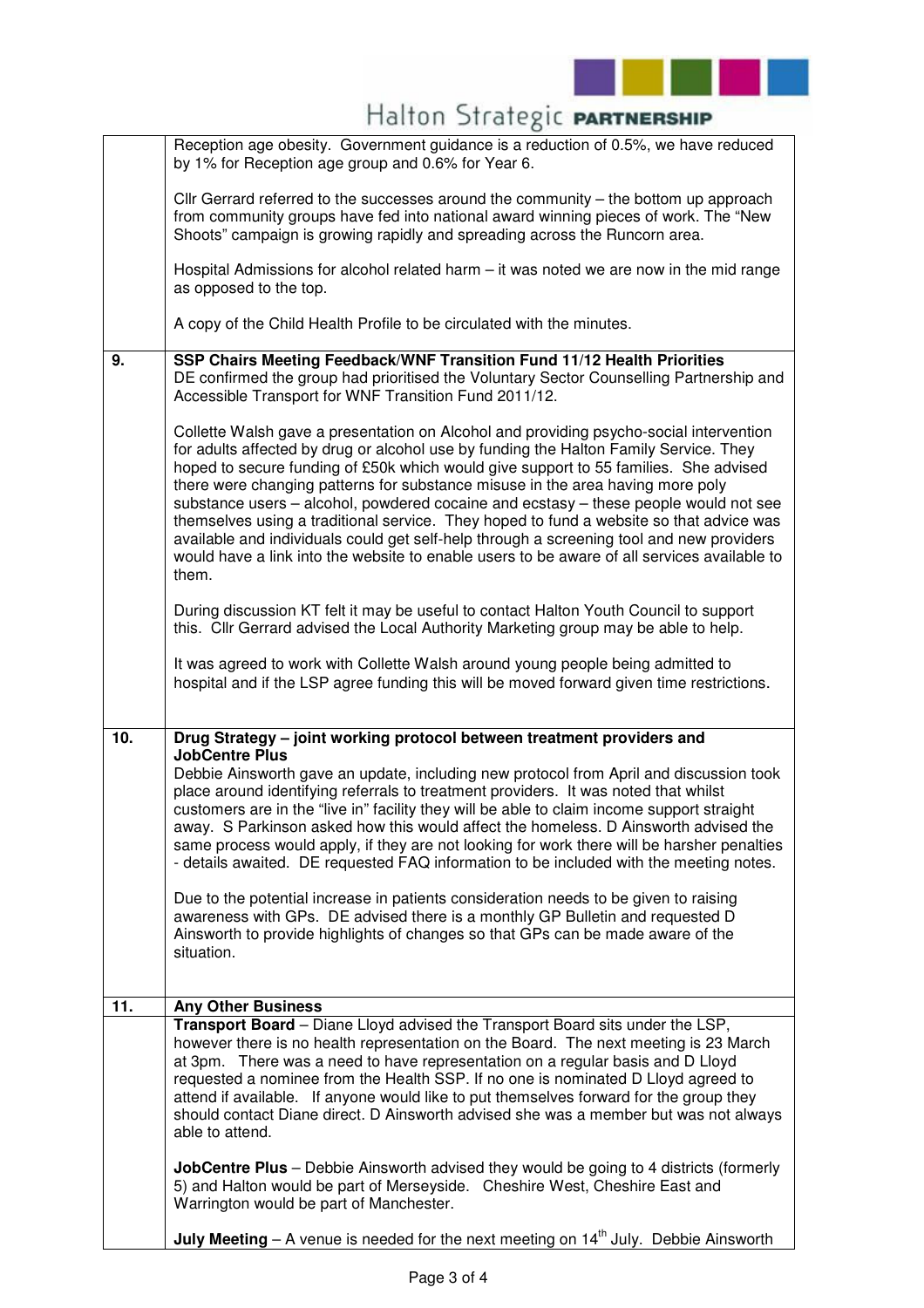| | |
|---|---|
| | Reception age obesity. Government guidance is a reduction of 0.5%, we have reduced by 1% for Reception age group and 0.6% for Year 6.<br><br>Cllr Gerrard referred to the successes around the community – the bottom up approach from community groups have fed into national award winning pieces of work. The "New Shoots" campaign is growing rapidly and spreading across the Runcorn area.<br><br>Hospital Admissions for alcohol related harm – it was noted we are now in the mid range as opposed to the top.<br><br>A copy of the Child Health Profile to be circulated with the minutes. |
| **9.** | **SSP Chairs Meeting Feedback/WNF Transition Fund 11/12 Health Priorities**<br>DE confirmed the group had prioritised the Voluntary Sector Counselling Partnership and Accessible Transport for WNF Transition Fund 2011/12.<br><br>Collette Walsh gave a presentation on Alcohol and providing psycho-social intervention for adults affected by drug or alcohol use by funding the Halton Family Service. They hoped to secure funding of £50k which would give support to 55 families. She advised there were changing patterns for substance misuse in the area having more poly substance users – alcohol, powdered cocaine and ecstasy – these people would not see themselves using a traditional service. They hoped to fund a website so that advice was available and individuals could get self-help through a screening tool and new providers would have a link into the website to enable users to be aware of all services available to them.<br><br>During discussion KT felt it may be useful to contact Halton Youth Council to support this. Cllr Gerrard advised the Local Authority Marketing group may be able to help.<br><br>It was agreed to work with Collette Walsh around young people being admitted to hospital and if the LSP agree funding this will be moved forward given time restrictions. |
| **10.** | **Drug Strategy – joint working protocol between treatment providers and JobCentre Plus**<br>Debbie Ainsworth gave an update, including new protocol from April and discussion took place around identifying referrals to treatment providers. It was noted that whilst customers are in the "live in" facility they will be able to claim income support straight away. S Parkinson asked how this would affect the homeless. D Ainsworth advised the same process would apply, if they are not looking for work there will be harsher penalties - details awaited. DE requested FAQ information to be included with the meeting notes.<br><br>Due to the potential increase in patients consideration needs to be given to raising awareness with GPs. DE advised there is a monthly GP Bulletin and requested D Ainsworth to provide highlights of changes so that GPs can be made aware of the situation. |
| **11.** | **Any Other Business** |
| | **Transport Board** – Diane Lloyd advised the Transport Board sits under the LSP, however there is no health representation on the Board. The next meeting is 23 March at 3pm. There was a need to have representation on a regular basis and D Lloyd requested a nominee from the Health SSP. If no one is nominated D Lloyd agreed to attend if available. If anyone would like to put themselves forward for the group they should contact Diane direct. D Ainsworth advised she was a member but was not always able to attend.<br><br>**JobCentre Plus** – Debbie Ainsworth advised they would be going to 4 districts (formerly 5) and Halton would be part of Merseyside. Cheshire West, Cheshire East and Warrington would be part of Manchester.<br><br>**July Meeting** – A venue is needed for the next meeting on 14th July. Debbie Ainsworth |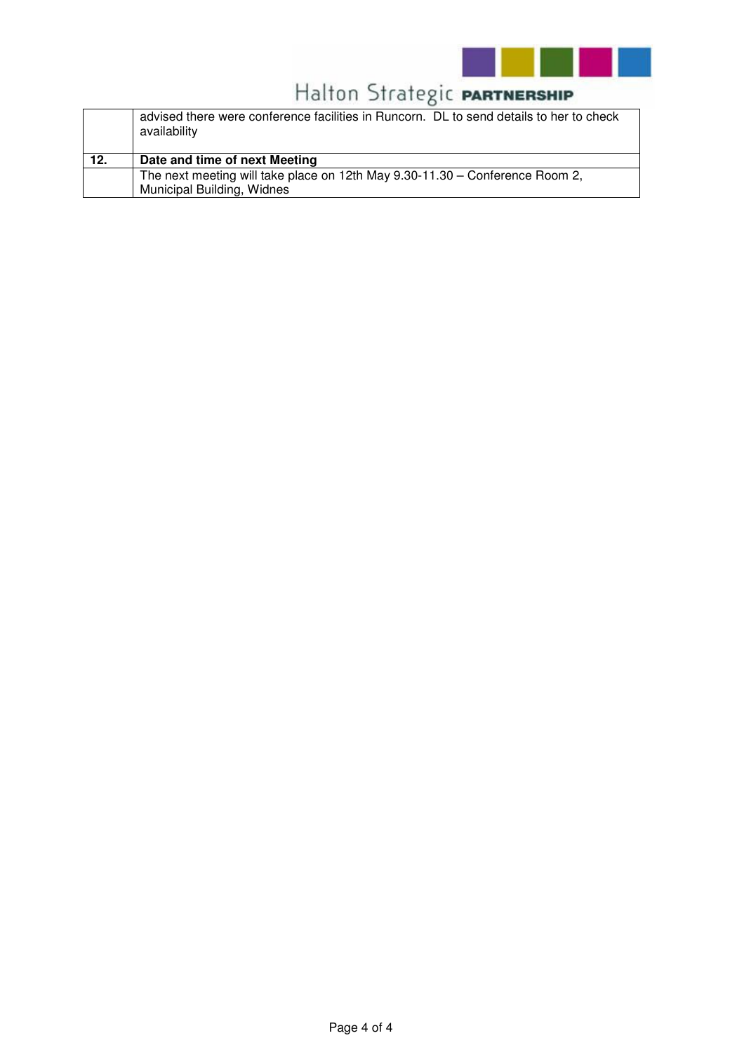| | |
|---|---|
| | advised there were conference facilities in Runcorn. DL to send details to her to check availability |
| **12.** | **Date and time of next Meeting** |
| | The next meeting will take place on 12th May 9.30-11.30 – Conference Room 2, Municipal Building, Widnes |